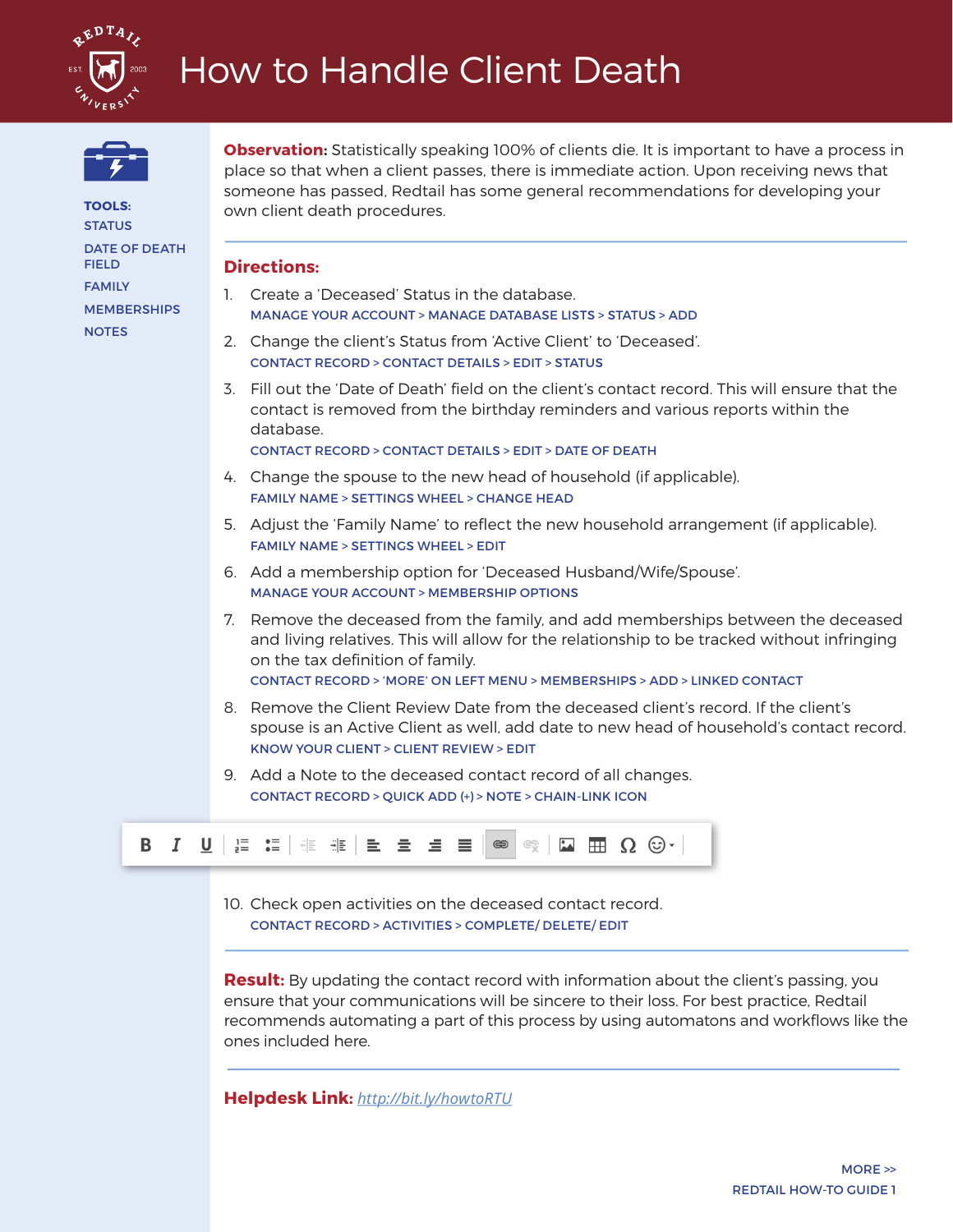# How to Handle Client Death

**TOOLS:**
STATUS
DATE OF DEATH FIELD
FAMILY
MEMBERSHIPS
NOTES

**Observation:** Statistically speaking 100% of clients die. It is important to have a process in place so that when a client passes, there is immediate action. Upon receiving news that someone has passed, Redtail has some general recommendations for developing your own client death procedures.

## Directions:

1. Create a 'Deceased' Status in the database.
   MANAGE YOUR ACCOUNT > MANAGE DATABASE LISTS > STATUS > ADD
2. Change the client's Status from 'Active Client' to 'Deceased'.
   CONTACT RECORD > CONTACT DETAILS > EDIT > STATUS
3. Fill out the 'Date of Death' field on the client's contact record. This will ensure that the contact is removed from the birthday reminders and various reports within the database.
   CONTACT RECORD > CONTACT DETAILS > EDIT > DATE OF DEATH
4. Change the spouse to the new head of household (if applicable).
   FAMILY NAME > SETTINGS WHEEL > CHANGE HEAD
5. Adjust the 'Family Name' to reflect the new household arrangement (if applicable).
   FAMILY NAME > SETTINGS WHEEL > EDIT
6. Add a membership option for 'Deceased Husband/Wife/Spouse'.
   MANAGE YOUR ACCOUNT > MEMBERSHIP OPTIONS
7. Remove the deceased from the family, and add memberships between the deceased and living relatives. This will allow for the relationship to be tracked without infringing on the tax definition of family.
   CONTACT RECORD > 'MORE' ON LEFT MENU > MEMBERSHIPS > ADD > LINKED CONTACT
8. Remove the Client Review Date from the deceased client's record. If the client's spouse is an Active Client as well, add date to new head of household's contact record.
   KNOW YOUR CLIENT > CLIENT REVIEW > EDIT
9. Add a Note to the deceased contact record of all changes.
   CONTACT RECORD > QUICK ADD (+) > NOTE > CHAIN-LINK ICON
10. Check open activities on the deceased contact record.
    CONTACT RECORD > ACTIVITIES > COMPLETE/ DELETE/ EDIT

**Result:** By updating the contact record with information about the client's passing, you ensure that your communications will be sincere to their loss. For best practice, Redtail recommends automating a part of this process by using automatons and workflows like the ones included here.

**Helpdesk Link:** *http://bit.ly/howtoRTU*

MORE >>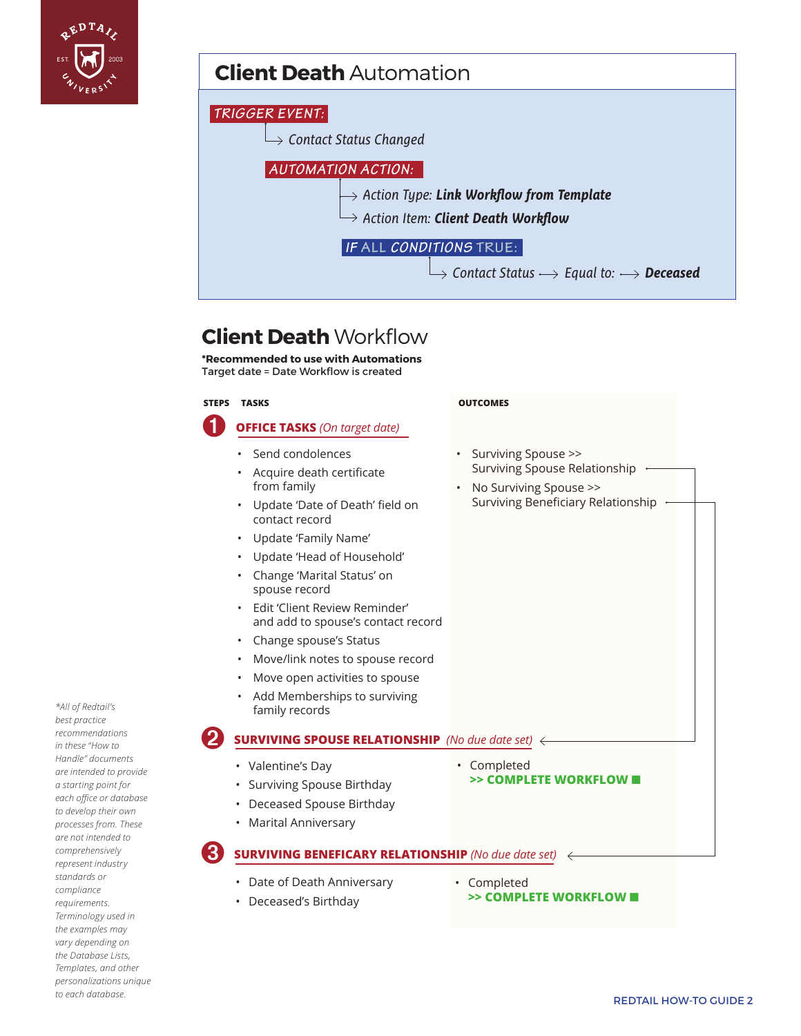# **Client Death** Automation

**TRIGGER EVENT:**

→ *Contact Status Changed*

**AUTOMATION ACTION:**

→ *Action Type:* ***Link Workflow from Template***

→ *Action Item:* ***Client Death Workflow***

**IF ALL CONDITIONS TRUE:**

→ *Contact Status* → *Equal to:* → ***Deceased***

## **Client Death** Workflow

**\*Recommended to use with Automations**
**Target date = Date Workflow is created**

**STEPS TASKS** | **OUTCOMES**

### 1 OFFICE TASKS *(On target date)*

- Send condolences
- Acquire death certificate from family
- Update 'Date of Death' field on contact record
- Update 'Family Name'
- Update 'Head of Household'
- Change 'Marital Status' on spouse record
- Edit 'Client Review Reminder' and add to spouse's contact record
- Change spouse's Status
- Move/link notes to spouse record
- Move open activities to spouse
- Add Memberships to surviving family records

Outcomes:

- Surviving Spouse >> Surviving Spouse Relationship
- No Surviving Spouse >> Surviving Beneficiary Relationship

### 2 SURVIVING SPOUSE RELATIONSHIP *(No due date set)*

- Valentine's Day
- Surviving Spouse Birthday
- Deceased Spouse Birthday
- Marital Anniversary

Outcomes:

- Completed **>> COMPLETE WORKFLOW**

### 3 SURVIVING BENEFICARY RELATIONSHIP *(No due date set)*

- Date of Death Anniversary
- Deceased's Birthday

Outcomes:

- Completed **>> COMPLETE WORKFLOW**

*\*All of Redtail's best practice recommendations in these "How to Handle" documents are intended to provide a starting point for each office or database to develop their own processes from. These are not intended to comprehensively represent industry standards or compliance requirements. Terminology used in the examples may vary depending on the Database Lists, Templates, and other personalizations unique to each database.*